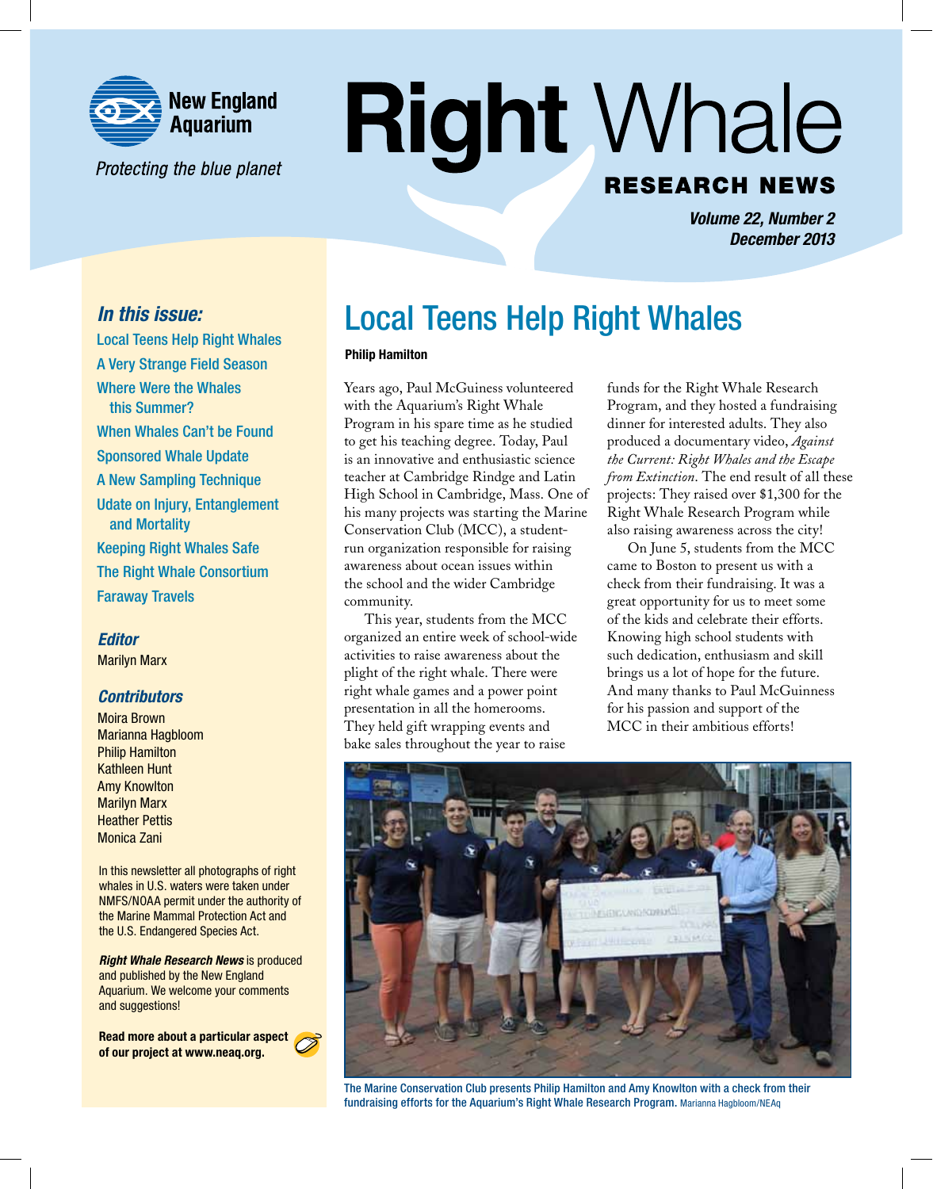New England Aquarium

*Protecting the blue planet*

# Right Whale

## RESEARCH NEWS

***Volume 22, Number 2***
***December 2013***

### *In this issue:*

- Local Teens Help Right Whales
- A Very Strange Field Season
- Where Were the Whales this Summer?
- When Whales Can't be Found
- Sponsored Whale Update
- A New Sampling Technique
- Udate on Injury, Entanglement and Mortality
- Keeping Right Whales Safe
- The Right Whale Consortium
- Faraway Travels

***Editor***
Marilyn Marx

***Contributors***
Moira Brown
Marianna Hagbloom
Philip Hamilton
Kathleen Hunt
Amy Knowlton
Marilyn Marx
Heather Pettis
Monica Zani

In this newsletter all photographs of right whales in U.S. waters were taken under NMFS/NOAA permit under the authority of the Marine Mammal Protection Act and the U.S. Endangered Species Act.

***Right Whale Research News*** is produced and published by the New England Aquarium. We welcome your comments and suggestions!

**Read more about a particular aspect of our project at www.neaq.org.**

# Local Teens Help Right Whales

**Philip Hamilton**

Years ago, Paul McGuiness volunteered with the Aquarium's Right Whale Program in his spare time as he studied to get his teaching degree. Today, Paul is an innovative and enthusiastic science teacher at Cambridge Rindge and Latin High School in Cambridge, Mass. One of his many projects was starting the Marine Conservation Club (MCC), a student-run organization responsible for raising awareness about ocean issues within the school and the wider Cambridge community.

This year, students from the MCC organized an entire week of school-wide activities to raise awareness about the plight of the right whale. There were right whale games and a power point presentation in all the homerooms. They held gift wrapping events and bake sales throughout the year to raise funds for the Right Whale Research Program, and they hosted a fundraising dinner for interested adults. They also produced a documentary video, *Against the Current: Right Whales and the Escape from Extinction*. The end result of all these projects: They raised over $1,300 for the Right Whale Research Program while also raising awareness across the city!

On June 5, students from the MCC came to Boston to present us with a check from their fundraising. It was a great opportunity for us to meet some of the kids and celebrate their efforts. Knowing high school students with such dedication, enthusiasm and skill brings us a lot of hope for the future. And many thanks to Paul McGuinness for his passion and support of the MCC in their ambitious efforts!

The Marine Conservation Club presents Philip Hamilton and Amy Knowlton with a check from their fundraising efforts for the Aquarium's Right Whale Research Program. Marianna Hagbloom/NEAq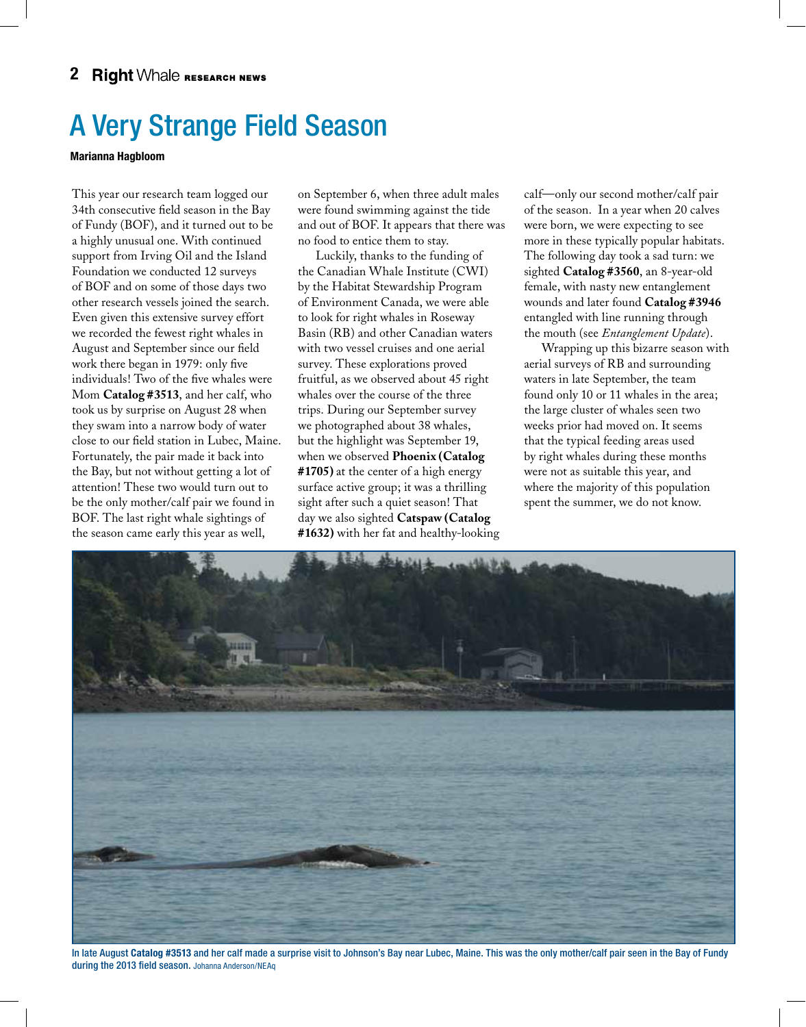# A Very Strange Field Season

**Marianna Hagbloom**

This year our research team logged our 34th consecutive field season in the Bay of Fundy (BOF), and it turned out to be a highly unusual one. With continued support from Irving Oil and the Island Foundation we conducted 12 surveys of BOF and on some of those days two other research vessels joined the search. Even given this extensive survey effort we recorded the fewest right whales in August and September since our field work there began in 1979: only five individuals! Two of the five whales were Mom **Catalog #3513**, and her calf, who took us by surprise on August 28 when they swam into a narrow body of water close to our field station in Lubec, Maine. Fortunately, the pair made it back into the Bay, but not without getting a lot of attention! These two would turn out to be the only mother/calf pair we found in BOF. The last right whale sightings of the season came early this year as well, on September 6, when three adult males were found swimming against the tide and out of BOF. It appears that there was no food to entice them to stay.

Luckily, thanks to the funding of the Canadian Whale Institute (CWI) by the Habitat Stewardship Program of Environment Canada, we were able to look for right whales in Roseway Basin (RB) and other Canadian waters with two vessel cruises and one aerial survey. These explorations proved fruitful, as we observed about 45 right whales over the course of the three trips. During our September survey we photographed about 38 whales, but the highlight was September 19, when we observed **Phoenix (Catalog #1705)** at the center of a high energy surface active group; it was a thrilling sight after such a quiet season! That day we also sighted **Catspaw (Catalog #1632)** with her fat and healthy-looking calf—only our second mother/calf pair of the season. In a year when 20 calves were born, we were expecting to see more in these typically popular habitats. The following day took a sad turn: we sighted **Catalog #3560**, an 8-year-old female, with nasty new entanglement wounds and later found **Catalog #3946** entangled with line running through the mouth (see *Entanglement Update*).

Wrapping up this bizarre season with aerial surveys of RB and surrounding waters in late September, the team found only 10 or 11 whales in the area; the large cluster of whales seen two weeks prior had moved on. It seems that the typical feeding areas used by right whales during these months were not as suitable this year, and where the majority of this population spent the summer, we do not know.

In late August **Catalog #3513** and her calf made a surprise visit to Johnson's Bay near Lubec, Maine. This was the only mother/calf pair seen in the Bay of Fundy during the 2013 field season. Johanna Anderson/NEAq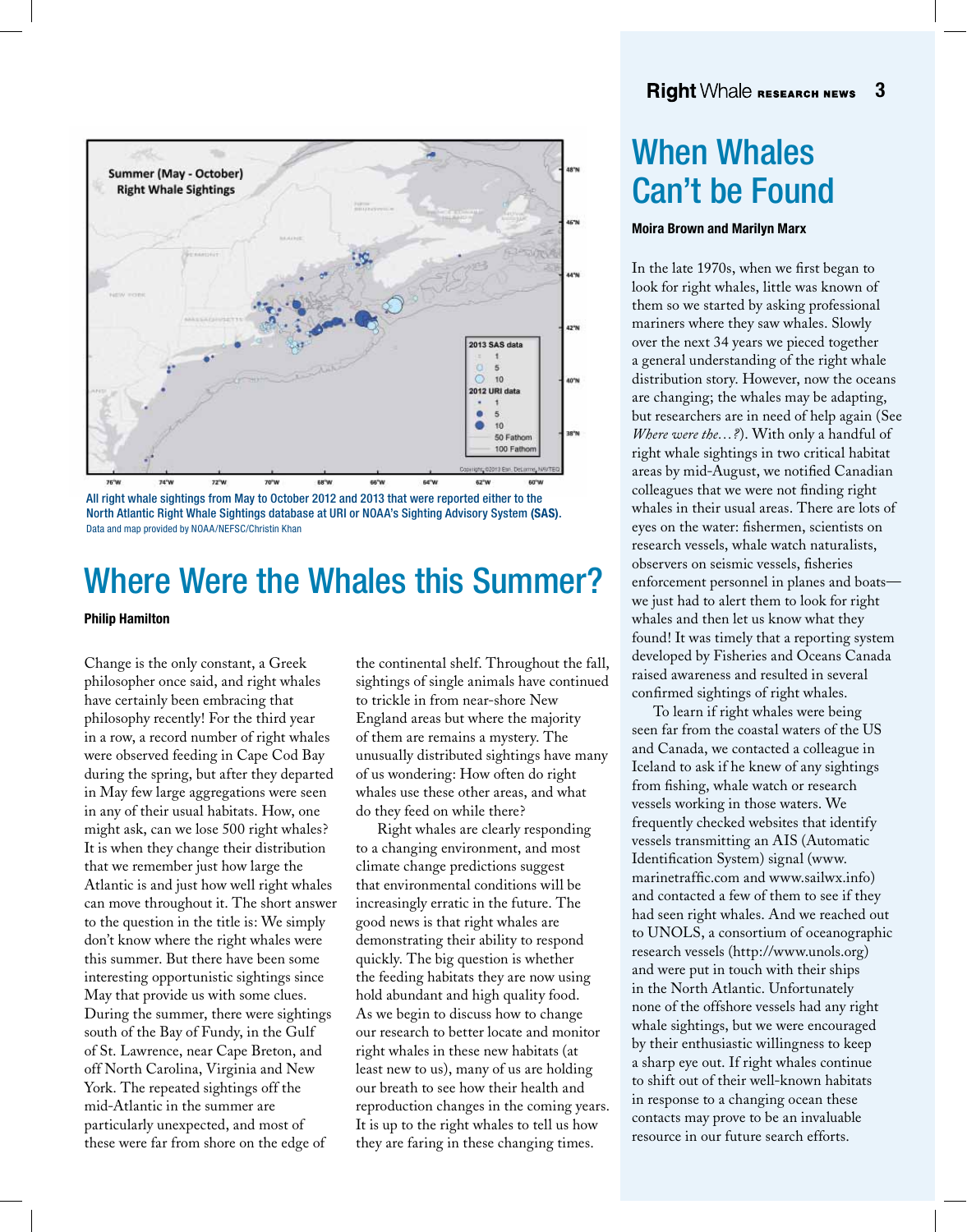All right whale sightings from May to October 2012 and 2013 that were reported either to the North Atlantic Right Whale Sightings database at URI or NOAA's Sighting Advisory System **(SAS)**.
Data and map provided by NOAA/NEFSC/Christin Khan

# Where Were the Whales this Summer?

**Philip Hamilton**

Change is the only constant, a Greek philosopher once said, and right whales have certainly been embracing that philosophy recently! For the third year in a row, a record number of right whales were observed feeding in Cape Cod Bay during the spring, but after they departed in May few large aggregations were seen in any of their usual habitats. How, one might ask, can we lose 500 right whales? It is when they change their distribution that we remember just how large the Atlantic is and just how well right whales can move throughout it. The short answer to the question in the title is: We simply don't know where the right whales were this summer. But there have been some interesting opportunistic sightings since May that provide us with some clues. During the summer, there were sightings south of the Bay of Fundy, in the Gulf of St. Lawrence, near Cape Breton, and off North Carolina, Virginia and New York. The repeated sightings off the mid-Atlantic in the summer are particularly unexpected, and most of these were far from shore on the edge of the continental shelf. Throughout the fall, sightings of single animals have continued to trickle in from near-shore New England areas but where the majority of them are remains a mystery. The unusually distributed sightings have many of us wondering: How often do right whales use these other areas, and what do they feed on while there?

Right whales are clearly responding to a changing environment, and most climate change predictions suggest that environmental conditions will be increasingly erratic in the future. The good news is that right whales are demonstrating their ability to respond quickly. The big question is whether the feeding habitats they are now using hold abundant and high quality food. As we begin to discuss how to change our research to better locate and monitor right whales in these new habitats (at least new to us), many of us are holding our breath to see how their health and reproduction changes in the coming years. It is up to the right whales to tell us how they are faring in these changing times.

# When Whales Can't be Found

**Moira Brown and Marilyn Marx**

In the late 1970s, when we first began to look for right whales, little was known of them so we started by asking professional mariners where they saw whales. Slowly over the next 34 years we pieced together a general understanding of the right whale distribution story. However, now the oceans are changing; the whales may be adapting, but researchers are in need of help again (See *Where were the…?*). With only a handful of right whale sightings in two critical habitat areas by mid-August, we notified Canadian colleagues that we were not finding right whales in their usual areas. There are lots of eyes on the water: fishermen, scientists on research vessels, whale watch naturalists, observers on seismic vessels, fisheries enforcement personnel in planes and boats—we just had to alert them to look for right whales and then let us know what they found! It was timely that a reporting system developed by Fisheries and Oceans Canada raised awareness and resulted in several confirmed sightings of right whales.

To learn if right whales were being seen far from the coastal waters of the US and Canada, we contacted a colleague in Iceland to ask if he knew of any sightings from fishing, whale watch or research vessels working in those waters. We frequently checked websites that identify vessels transmitting an AIS (Automatic Identification System) signal (www.marinetraffic.com and www.sailwx.info) and contacted a few of them to see if they had seen right whales. And we reached out to UNOLS, a consortium of oceanographic research vessels (http://www.unols.org) and were put in touch with their ships in the North Atlantic. Unfortunately none of the offshore vessels had any right whale sightings, but we were encouraged by their enthusiastic willingness to keep a sharp eye out. If right whales continue to shift out of their well-known habitats in response to a changing ocean these contacts may prove to be an invaluable resource in our future search efforts.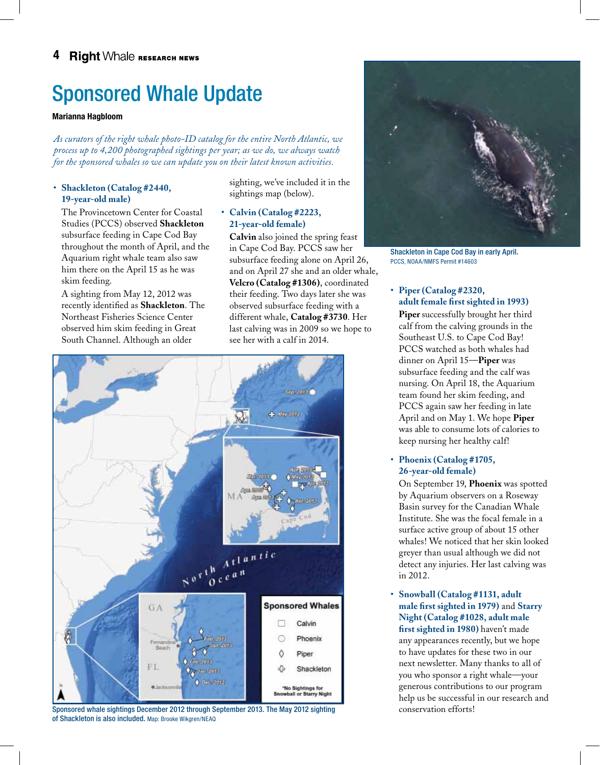# Sponsored Whale Update

**Marianna Hagbloom**

*As curators of the right whale photo-ID catalog for the entire North Atlantic, we process up to 4,200 photographed sightings per year; as we do, we always watch for the sponsored whales so we can update you on their latest known activities.*

- **Shackleton (Catalog #2440, 19-year-old male)**

  The Provincetown Center for Coastal Studies (PCCS) observed **Shackleton** subsurface feeding in Cape Cod Bay throughout the month of April, and the Aquarium right whale team also saw him there on the April 15 as he was skim feeding.

  A sighting from May 12, 2012 was recently identified as **Shackleton**. The Northeast Fisheries Science Center observed him skim feeding in Great South Channel. Although an older sighting, we've included it in the sightings map (below).

- **Calvin (Catalog #2223, 21-year-old female)**

  **Calvin** also joined the spring feast in Cape Cod Bay. PCCS saw her subsurface feeding alone on April 26, and on April 27 she and an older whale, **Velcro (Catalog #1306)**, coordinated their feeding. Two days later she was observed subsurface feeding with a different whale, **Catalog #3730**. Her last calving was in 2009 so we hope to see her with a calf in 2014.

Shackleton in Cape Cod Bay in early April. PCCS, NOAA/NMFS Permit #14603

Sponsored whale sightings December 2012 through September 2013. The May 2012 sighting of Shackleton is also included. Map: Brooke Wikgren/NEAQ

- **Piper (Catalog #2320, adult female first sighted in 1993)**

  **Piper** successfully brought her third calf from the calving grounds in the Southeast U.S. to Cape Cod Bay! PCCS watched as both whales had dinner on April 15—**Piper** was subsurface feeding and the calf was nursing. On April 18, the Aquarium team found her skim feeding, and PCCS again saw her feeding in late April and on May 1. We hope **Piper** was able to consume lots of calories to keep nursing her healthy calf!

- **Phoenix (Catalog #1705, 26-year-old female)**

  On September 19, **Phoenix** was spotted by Aquarium observers on a Roseway Basin survey for the Canadian Whale Institute. She was the focal female in a surface active group of about 15 other whales! We noticed that her skin looked greyer than usual although we did not detect any injuries. Her last calving was in 2012.

- **Snowball (Catalog #1131, adult male first sighted in 1979)** and **Starry Night (Catalog #1028, adult male first sighted in 1980)** haven't made any appearances recently, but we hope to have updates for these two in our next newsletter. Many thanks to all of you who sponsor a right whale—your generous contributions to our program help us be successful in our research and conservation efforts!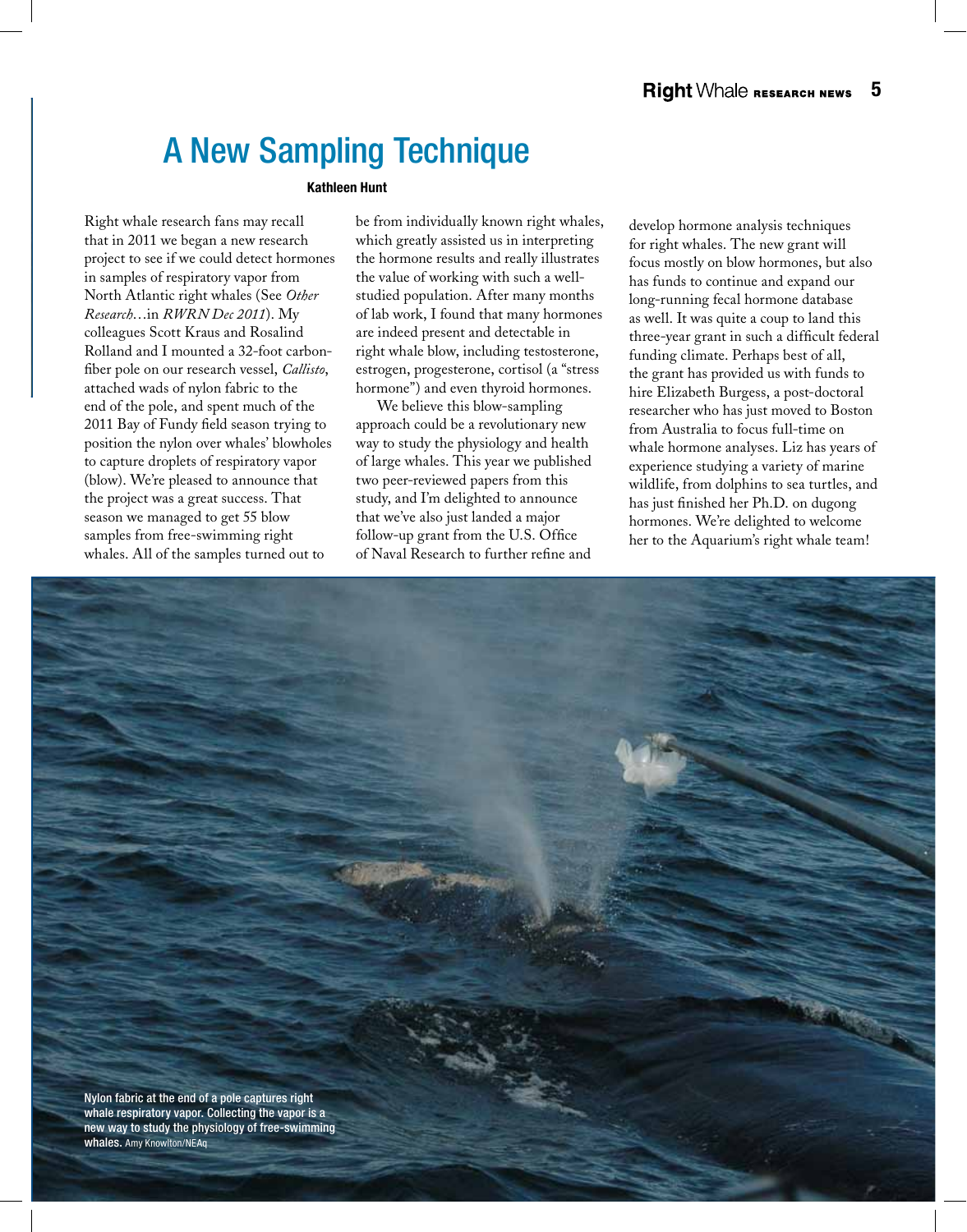# A New Sampling Technique

**Kathleen Hunt**

Right whale research fans may recall that in 2011 we began a new research project to see if we could detect hormones in samples of respiratory vapor from North Atlantic right whales (See *Other Research*…in *RWRN Dec 2011*). My colleagues Scott Kraus and Rosalind Rolland and I mounted a 32-foot carbon-fiber pole on our research vessel, *Callisto*, attached wads of nylon fabric to the end of the pole, and spent much of the 2011 Bay of Fundy field season trying to position the nylon over whales' blowholes to capture droplets of respiratory vapor (blow). We're pleased to announce that the project was a great success. That season we managed to get 55 blow samples from free-swimming right whales. All of the samples turned out to be from individually known right whales, which greatly assisted us in interpreting the hormone results and really illustrates the value of working with such a well-studied population. After many months of lab work, I found that many hormones are indeed present and detectable in right whale blow, including testosterone, estrogen, progesterone, cortisol (a "stress hormone") and even thyroid hormones.

We believe this blow-sampling approach could be a revolutionary new way to study the physiology and health of large whales. This year we published two peer-reviewed papers from this study, and I'm delighted to announce that we've also just landed a major follow-up grant from the U.S. Office of Naval Research to further refine and develop hormone analysis techniques for right whales. The new grant will focus mostly on blow hormones, but also has funds to continue and expand our long-running fecal hormone database as well. It was quite a coup to land this three-year grant in such a difficult federal funding climate. Perhaps best of all, the grant has provided us with funds to hire Elizabeth Burgess, a post-doctoral researcher who has just moved to Boston from Australia to focus full-time on whale hormone analyses. Liz has years of experience studying a variety of marine wildlife, from dolphins to sea turtles, and has just finished her Ph.D. on dugong hormones. We're delighted to welcome her to the Aquarium's right whale team!

Nylon fabric at the end of a pole captures right whale respiratory vapor. Collecting the vapor is a new way to study the physiology of free-swimming whales. Amy Knowlton/NEAq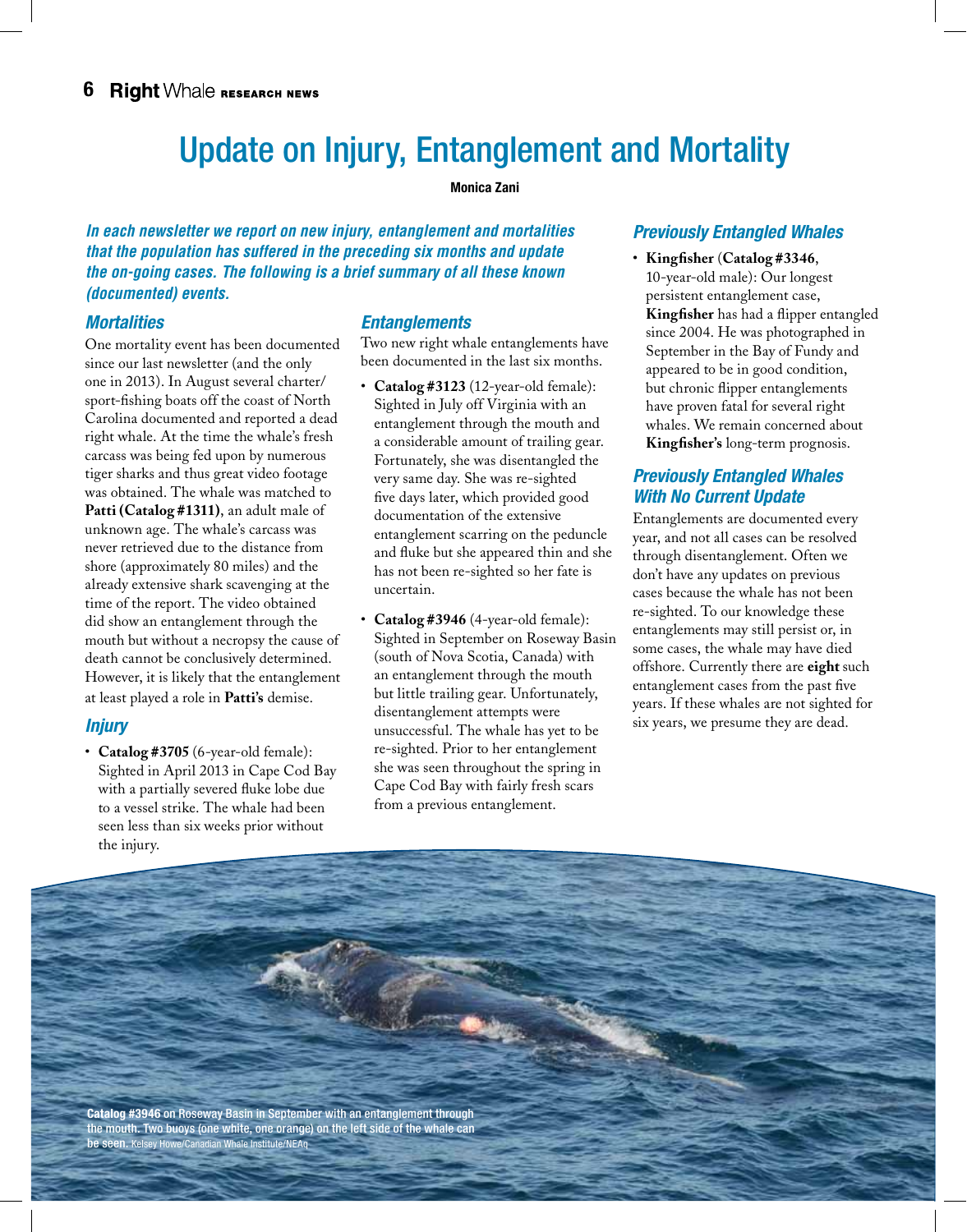# Update on Injury, Entanglement and Mortality

**Monica Zani**

***In each newsletter we report on new injury, entanglement and mortalities that the population has suffered in the preceding six months and update the on-going cases. The following is a brief summary of all these known (documented) events.***

## *Mortalities*

One mortality event has been documented since our last newsletter (and the only one in 2013). In August several charter/sport-fishing boats off the coast of North Carolina documented and reported a dead right whale. At the time the whale's fresh carcass was being fed upon by numerous tiger sharks and thus great video footage was obtained. The whale was matched to **Patti (Catalog #1311)**, an adult male of unknown age. The whale's carcass was never retrieved due to the distance from shore (approximately 80 miles) and the already extensive shark scavenging at the time of the report. The video obtained did show an entanglement through the mouth but without a necropsy the cause of death cannot be conclusively determined. However, it is likely that the entanglement at least played a role in **Patti's** demise.

## *Injury*

- **Catalog #3705** (6-year-old female): Sighted in April 2013 in Cape Cod Bay with a partially severed fluke lobe due to a vessel strike. The whale had been seen less than six weeks prior without the injury.

## *Entanglements*

Two new right whale entanglements have been documented in the last six months.

- **Catalog #3123** (12-year-old female): Sighted in July off Virginia with an entanglement through the mouth and a considerable amount of trailing gear. Fortunately, she was disentangled the very same day. She was re-sighted five days later, which provided good documentation of the extensive entanglement scarring on the peduncle and fluke but she appeared thin and she has not been re-sighted so her fate is uncertain.
- **Catalog #3946** (4-year-old female): Sighted in September on Roseway Basin (south of Nova Scotia, Canada) with an entanglement through the mouth but little trailing gear. Unfortunately, disentanglement attempts were unsuccessful. The whale has yet to be re-sighted. Prior to her entanglement she was seen throughout the spring in Cape Cod Bay with fairly fresh scars from a previous entanglement.

## *Previously Entangled Whales*

- **Kingfisher** (**Catalog #3346**, 10-year-old male): Our longest persistent entanglement case, **Kingfisher** has had a flipper entangled since 2004. He was photographed in September in the Bay of Fundy and appeared to be in good condition, but chronic flipper entanglements have proven fatal for several right whales. We remain concerned about **Kingfisher's** long-term prognosis.

## *Previously Entangled Whales With No Current Update*

Entanglements are documented every year, and not all cases can be resolved through disentanglement. Often we don't have any updates on previous cases because the whale has not been re-sighted. To our knowledge these entanglements may still persist or, in some cases, the whale may have died offshore. Currently there are **eight** such entanglement cases from the past five years. If these whales are not sighted for six years, we presume they are dead.

**Catalog #3946** on Roseway Basin in September with an entanglement through the mouth. Two buoys (one white, one orange) on the left side of the whale can be seen. Kelsey Howe/Canadian Whale Institute/NEAq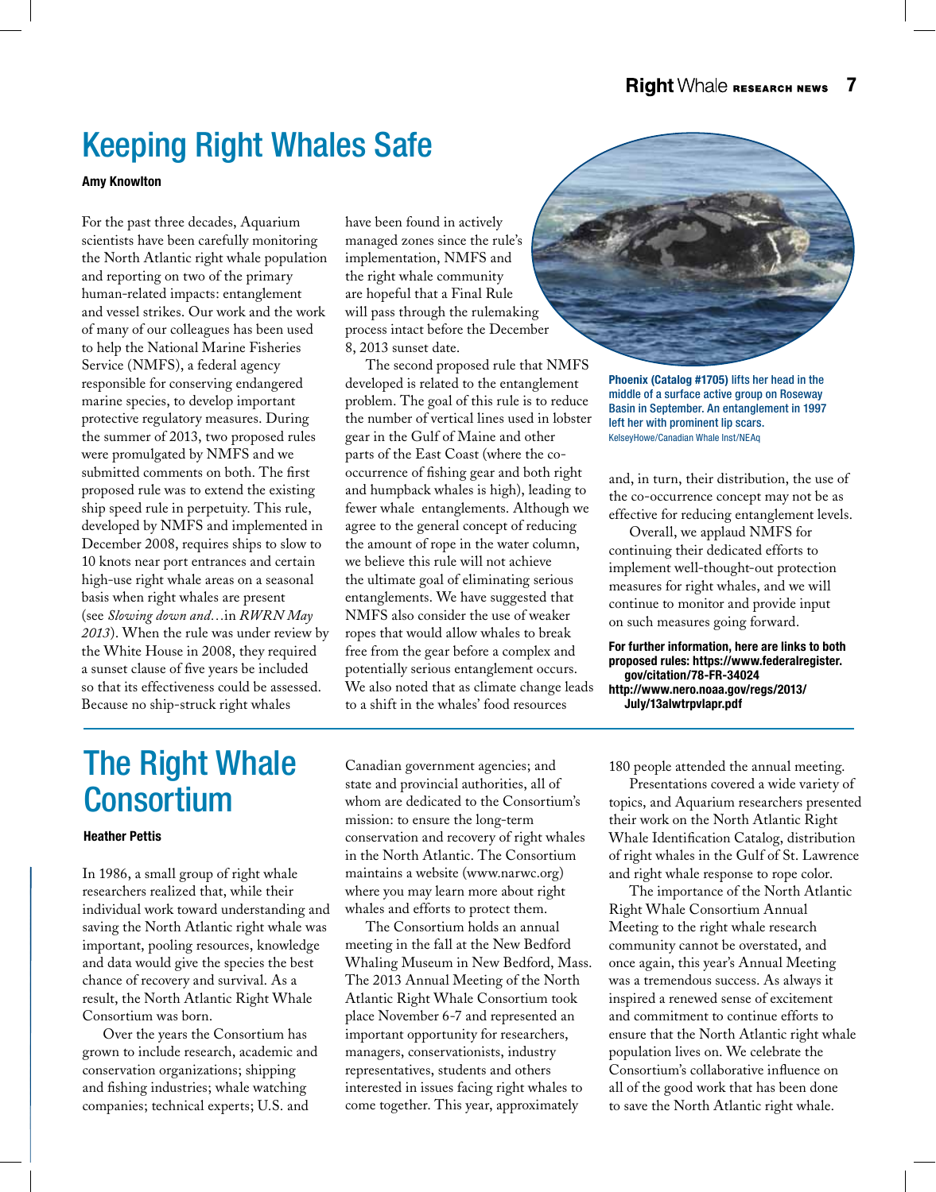# Keeping Right Whales Safe

**Amy Knowlton**

For the past three decades, Aquarium scientists have been carefully monitoring the North Atlantic right whale population and reporting on two of the primary human-related impacts: entanglement and vessel strikes. Our work and the work of many of our colleagues has been used to help the National Marine Fisheries Service (NMFS), a federal agency responsible for conserving endangered marine species, to develop important protective regulatory measures. During the summer of 2013, two proposed rules were promulgated by NMFS and we submitted comments on both. The first proposed rule was to extend the existing ship speed rule in perpetuity. This rule, developed by NMFS and implemented in December 2008, requires ships to slow to 10 knots near port entrances and certain high-use right whale areas on a seasonal basis when right whales are present (see *Slowing down and…* in *RWRN May 2013*). When the rule was under review by the White House in 2008, they required a sunset clause of five years be included so that its effectiveness could be assessed. Because no ship-struck right whales have been found in actively managed zones since the rule's implementation, NMFS and the right whale community are hopeful that a Final Rule will pass through the rulemaking process intact before the December 8, 2013 sunset date.

The second proposed rule that NMFS developed is related to the entanglement problem. The goal of this rule is to reduce the number of vertical lines used in lobster gear in the Gulf of Maine and other parts of the East Coast (where the co-occurrence of fishing gear and both right and humpback whales is high), leading to fewer whale entanglements. Although we agree to the general concept of reducing the amount of rope in the water column, we believe this rule will not achieve the ultimate goal of eliminating serious entanglements. We have suggested that NMFS also consider the use of weaker ropes that would allow whales to break free from the gear before a complex and potentially serious entanglement occurs. We also noted that as climate change leads to a shift in the whales' food resources and, in turn, their distribution, the use of the co-occurrence concept may not be as effective for reducing entanglement levels.

**Phoenix (Catalog #1705)** lifts her head in the middle of a surface active group on Roseway Basin in September. An entanglement in 1997 left her with prominent lip scars.
KelseyHowe/Canadian Whale Inst/NEAq

Overall, we applaud NMFS for continuing their dedicated efforts to implement well-thought-out protection measures for right whales, and we will continue to monitor and provide input on such measures going forward.

**For further information, here are links to both proposed rules: https://www.federalregister.gov/citation/78-FR-34024
http://www.nero.noaa.gov/regs/2013/July/13alwtrpvlapr.pdf**

# The Right Whale Consortium

**Heather Pettis**

In 1986, a small group of right whale researchers realized that, while their individual work toward understanding and saving the North Atlantic right whale was important, pooling resources, knowledge and data would give the species the best chance of recovery and survival. As a result, the North Atlantic Right Whale Consortium was born.

Over the years the Consortium has grown to include research, academic and conservation organizations; shipping and fishing industries; whale watching companies; technical experts; U.S. and Canadian government agencies; and state and provincial authorities, all of whom are dedicated to the Consortium's mission: to ensure the long-term conservation and recovery of right whales in the North Atlantic. The Consortium maintains a website (www.narwc.org) where you may learn more about right whales and efforts to protect them.

The Consortium holds an annual meeting in the fall at the New Bedford Whaling Museum in New Bedford, Mass. The 2013 Annual Meeting of the North Atlantic Right Whale Consortium took place November 6-7 and represented an important opportunity for researchers, managers, conservationists, industry representatives, students and others interested in issues facing right whales to come together. This year, approximately 180 people attended the annual meeting.

Presentations covered a wide variety of topics, and Aquarium researchers presented their work on the North Atlantic Right Whale Identification Catalog, distribution of right whales in the Gulf of St. Lawrence and right whale response to rope color.

The importance of the North Atlantic Right Whale Consortium Annual Meeting to the right whale research community cannot be overstated, and once again, this year's Annual Meeting was a tremendous success. As always it inspired a renewed sense of excitement and commitment to continue efforts to ensure that the North Atlantic right whale population lives on. We celebrate the Consortium's collaborative influence on all of the good work that has been done to save the North Atlantic right whale.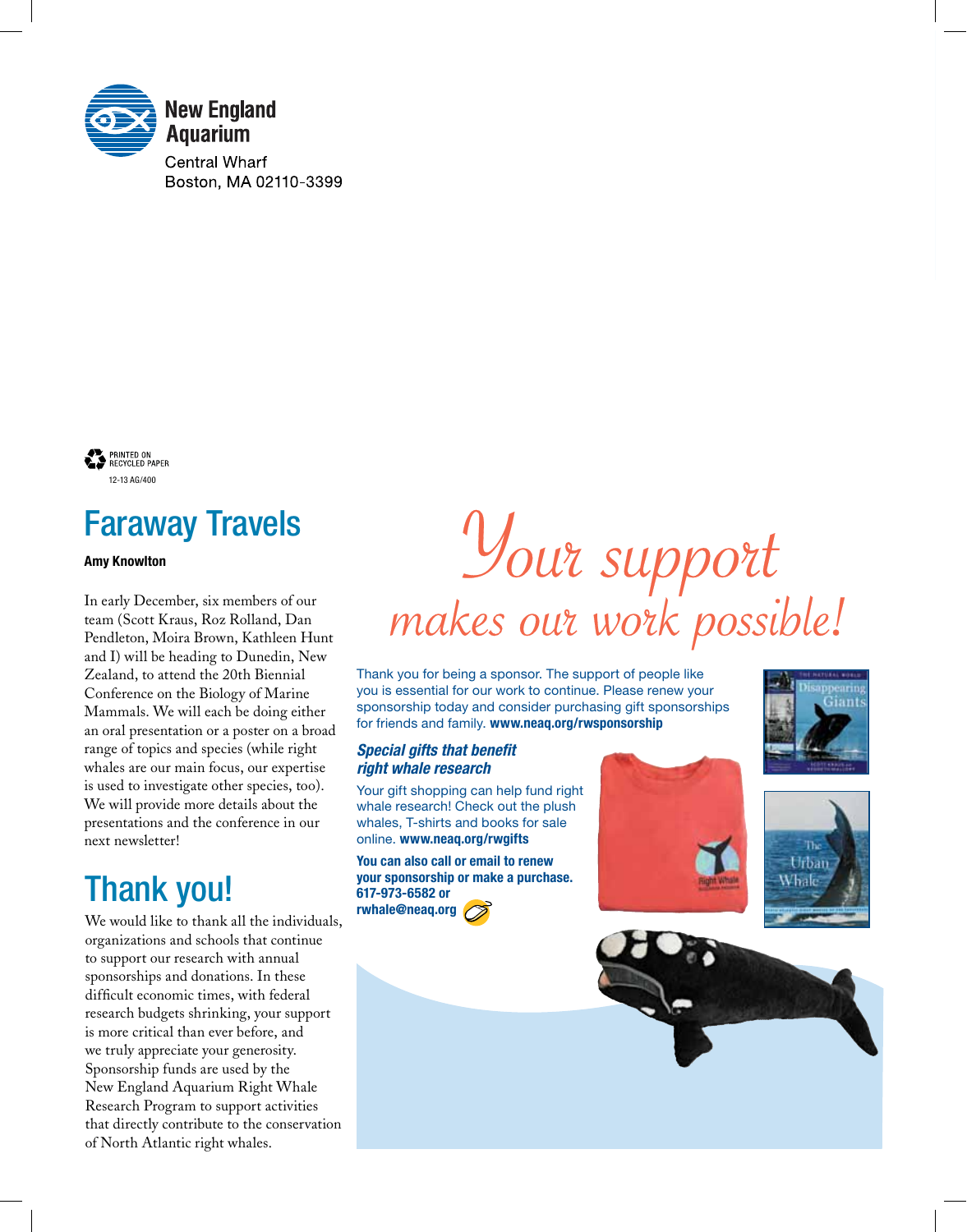New England Aquarium
Central Wharf
Boston, MA 02110-3399

PRINTED ON RECYCLED PAPER
12-13 AG/400

## Faraway Travels

**Amy Knowlton**

In early December, six members of our team (Scott Kraus, Roz Rolland, Dan Pendleton, Moira Brown, Kathleen Hunt and I) will be heading to Dunedin, New Zealand, to attend the 20th Biennial Conference on the Biology of Marine Mammals. We will each be doing either an oral presentation or a poster on a broad range of topics and species (while right whales are our main focus, our expertise is used to investigate other species, too). We will provide more details about the presentations and the conference in our next newsletter!

## Thank you!

We would like to thank all the individuals, organizations and schools that continue to support our research with annual sponsorships and donations. In these difficult economic times, with federal research budgets shrinking, your support is more critical than ever before, and we truly appreciate your generosity. Sponsorship funds are used by the New England Aquarium Right Whale Research Program to support activities that directly contribute to the conservation of North Atlantic right whales.

## *Your support makes our work possible!*

Thank you for being a sponsor. The support of people like you is essential for our work to continue. Please renew your sponsorship today and consider purchasing gift sponsorships for friends and family. **www.neaq.org/rwsponsorship**

### *Special gifts that benefit right whale research*

Your gift shopping can help fund right whale research! Check out the plush whales, T-shirts and books for sale online. **www.neaq.org/rwgifts**

**You can also call or email to renew your sponsorship or make a purchase. 617-973-6582 or rwhale@neaq.org**